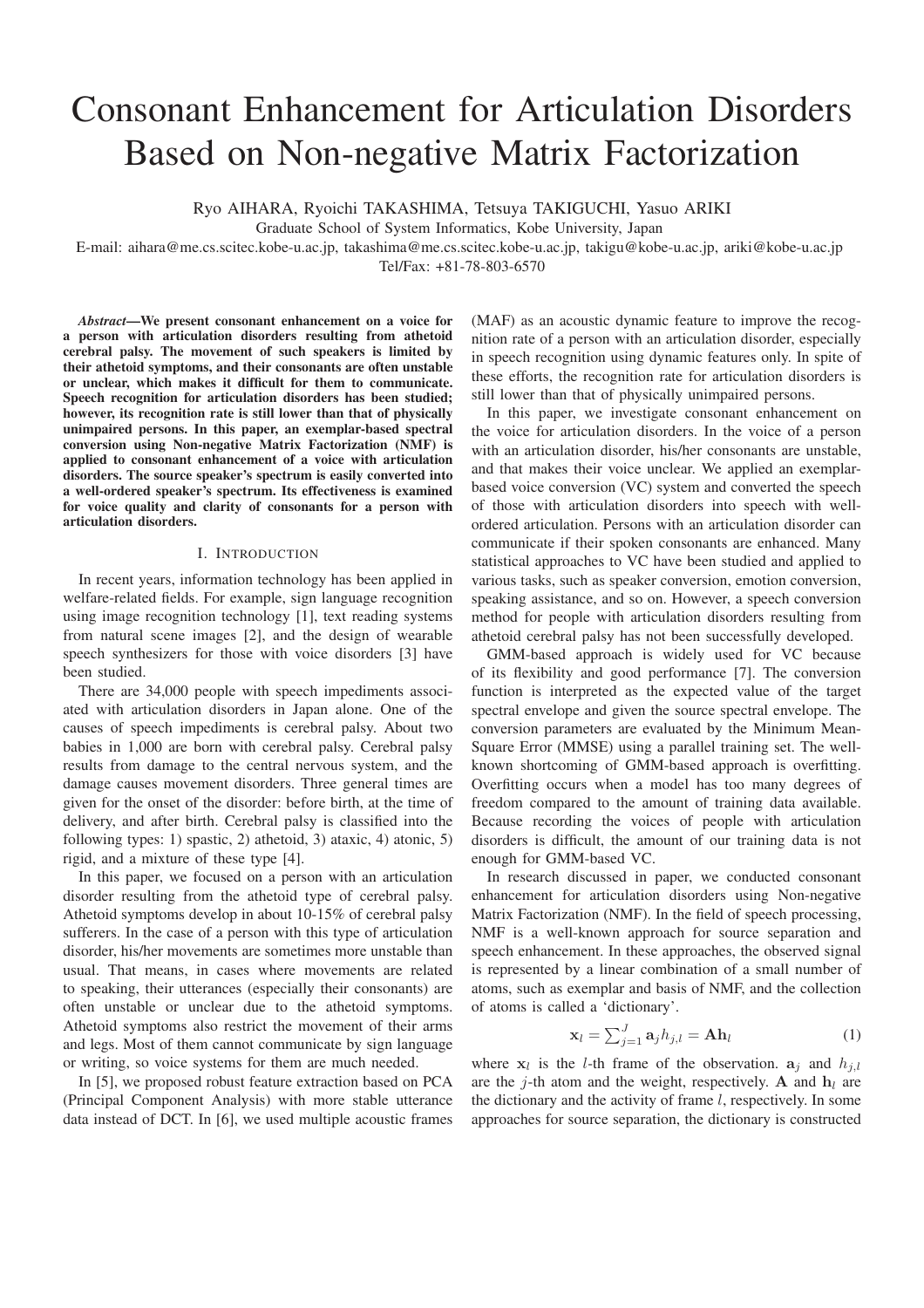# Consonant Enhancement for Articulation Disorders Based on Non-negative Matrix Factorization

Ryo AIHARA, Ryoichi TAKASHIMA, Tetsuya TAKIGUCHI, Yasuo ARIKI

Graduate School of System Informatics, Kobe University, Japan

E-mail: aihara@me.cs.scitec.kobe-u.ac.jp, takashima@me.cs.scitec.kobe-u.ac.jp, takigu@kobe-u.ac.jp, ariki@kobe-u.ac.jp

Tel/Fax: +81-78-803-6570

***Abstract*—We present consonant enhancement on a voice for a person with articulation disorders resulting from athetoid cerebral palsy. The movement of such speakers is limited by their athetoid symptoms, and their consonants are often unstable or unclear, which makes it difficult for them to communicate. Speech recognition for articulation disorders has been studied; however, its recognition rate is still lower than that of physically unimpaired persons. In this paper, an exemplar-based spectral conversion using Non-negative Matrix Factorization (NMF) is applied to consonant enhancement of a voice with articulation disorders. The source speaker's spectrum is easily converted into a well-ordered speaker's spectrum. Its effectiveness is examined for voice quality and clarity of consonants for a person with articulation disorders.**

## I. Introduction

In recent years, information technology has been applied in welfare-related fields. For example, sign language recognition using image recognition technology [1], text reading systems from natural scene images [2], and the design of wearable speech synthesizers for those with voice disorders [3] have been studied.

There are 34,000 people with speech impediments associated with articulation disorders in Japan alone. One of the causes of speech impediments is cerebral palsy. About two babies in 1,000 are born with cerebral palsy. Cerebral palsy results from damage to the central nervous system, and the damage causes movement disorders. Three general times are given for the onset of the disorder: before birth, at the time of delivery, and after birth. Cerebral palsy is classified into the following types: 1) spastic, 2) athetoid, 3) ataxic, 4) atonic, 5) rigid, and a mixture of these type [4].

In this paper, we focused on a person with an articulation disorder resulting from the athetoid type of cerebral palsy. Athetoid symptoms develop in about 10-15% of cerebral palsy sufferers. In the case of a person with this type of articulation disorder, his/her movements are sometimes more unstable than usual. That means, in cases where movements are related to speaking, their utterances (especially their consonants) are often unstable or unclear due to the athetoid symptoms. Athetoid symptoms also restrict the movement of their arms and legs. Most of them cannot communicate by sign language or writing, so voice systems for them are much needed.

In [5], we proposed robust feature extraction based on PCA (Principal Component Analysis) with more stable utterance data instead of DCT. In [6], we used multiple acoustic frames (MAF) as an acoustic dynamic feature to improve the recognition rate of a person with an articulation disorder, especially in speech recognition using dynamic features only. In spite of these efforts, the recognition rate for articulation disorders is still lower than that of physically unimpaired persons.

In this paper, we investigate consonant enhancement on the voice for articulation disorders. In the voice of a person with an articulation disorder, his/her consonants are unstable, and that makes their voice unclear. We applied an exemplar-based voice conversion (VC) system and converted the speech of those with articulation disorders into speech with well-ordered articulation. Persons with an articulation disorder can communicate if their spoken consonants are enhanced. Many statistical approaches to VC have been studied and applied to various tasks, such as speaker conversion, emotion conversion, speaking assistance, and so on. However, a speech conversion method for people with articulation disorders resulting from athetoid cerebral palsy has not been successfully developed.

GMM-based approach is widely used for VC because of its flexibility and good performance [7]. The conversion function is interpreted as the expected value of the target spectral envelope and given the source spectral envelope. The conversion parameters are evaluated by the Minimum Mean-Square Error (MMSE) using a parallel training set. The well-known shortcoming of GMM-based approach is overfitting. Overfitting occurs when a model has too many degrees of freedom compared to the amount of training data available. Because recording the voices of people with articulation disorders is difficult, the amount of our training data is not enough for GMM-based VC.

In research discussed in paper, we conducted consonant enhancement for articulation disorders using Non-negative Matrix Factorization (NMF). In the field of speech processing, NMF is a well-known approach for source separation and speech enhancement. In these approaches, the observed signal is represented by a linear combination of a small number of atoms, such as exemplar and basis of NMF, and the collection of atoms is called a 'dictionary'.

$$\mathbf{x}_l = \sum_{j=1}^{J} \mathbf{a}_j h_{j,l} = \mathbf{A}\mathbf{h}_l \tag{1}$$

where $\mathbf{x}_l$ is the $l$-th frame of the observation. $\mathbf{a}_j$ and $h_{j,l}$ are the $j$-th atom and the weight, respectively. $\mathbf{A}$ and $\mathbf{h}_l$ are the dictionary and the activity of frame $l$, respectively. In some approaches for source separation, the dictionary is constructed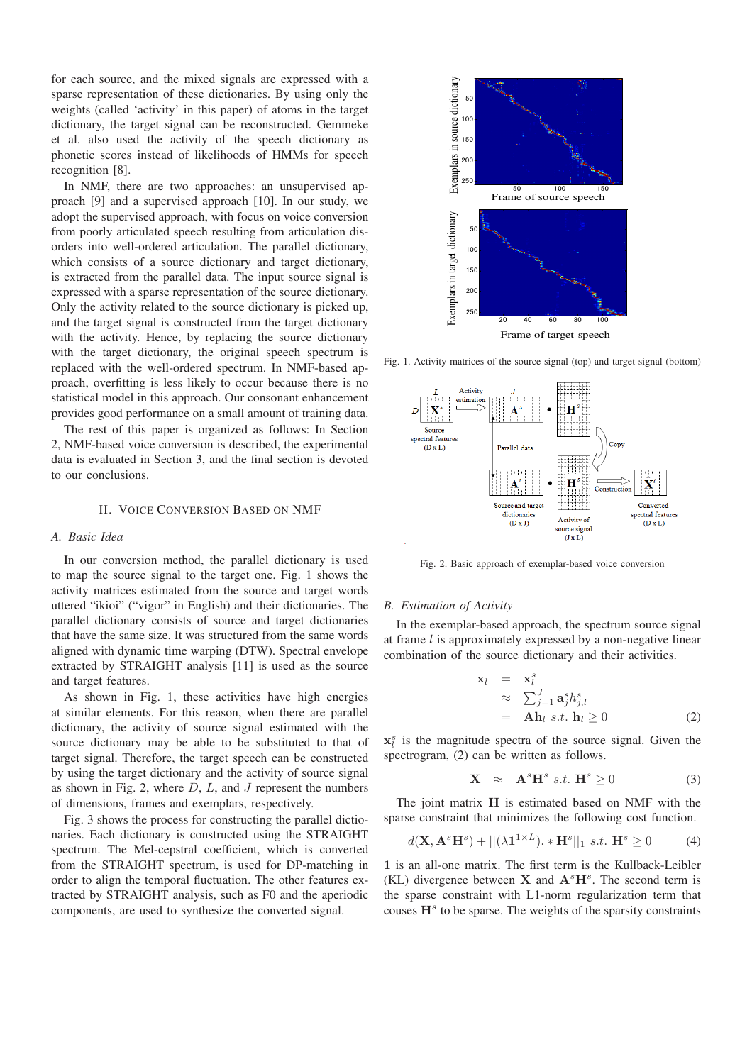for each source, and the mixed signals are expressed with a sparse representation of these dictionaries. By using only the weights (called 'activity' in this paper) of atoms in the target dictionary, the target signal can be reconstructed. Gemmeke et al. also used the activity of the speech dictionary as phonetic scores instead of likelihoods of HMMs for speech recognition [8].

In NMF, there are two approaches: an unsupervised approach [9] and a supervised approach [10]. In our study, we adopt the supervised approach, with focus on voice conversion from poorly articulated speech resulting from articulation disorders into well-ordered articulation. The parallel dictionary, which consists of a source dictionary and target dictionary, is extracted from the parallel data. The input source signal is expressed with a sparse representation of the source dictionary. Only the activity related to the source dictionary is picked up, and the target signal is constructed from the target dictionary with the activity. Hence, by replacing the source dictionary with the target dictionary, the original speech spectrum is replaced with the well-ordered spectrum. In NMF-based approach, overfitting is less likely to occur because there is no statistical model in this approach. Our consonant enhancement provides good performance on a small amount of training data.

The rest of this paper is organized as follows: In Section 2, NMF-based voice conversion is described, the experimental data is evaluated in Section 3, and the final section is devoted to our conclusions.

## II. Voice Conversion Based on NMF

### A. Basic Idea

In our conversion method, the parallel dictionary is used to map the source signal to the target one. Fig. 1 shows the activity matrices estimated from the source and target words uttered "ikioi" ("vigor" in English) and their dictionaries. The parallel dictionary consists of source and target dictionaries that have the same size. It was structured from the same words aligned with dynamic time warping (DTW). Spectral envelope extracted by STRAIGHT analysis [11] is used as the source and target features.

As shown in Fig. 1, these activities have high energies at similar elements. For this reason, when there are parallel dictionary, the activity of source signal estimated with the source dictionary may be able to be substituted to that of target signal. Therefore, the target speech can be constructed by using the target dictionary and the activity of source signal as shown in Fig. 2, where $D$, $L$, and $J$ represent the numbers of dimensions, frames and exemplars, respectively.

Fig. 3 shows the process for constructing the parallel dictionaries. Each dictionary is constructed using the STRAIGHT spectrum. The Mel-cepstral coefficient, which is converted from the STRAIGHT spectrum, is used for DP-matching in order to align the temporal fluctuation. The other features extracted by STRAIGHT analysis, such as F0 and the aperiodic components, are used to synthesize the converted signal.

Fig. 1. Activity matrices of the source signal (top) and target signal (bottom)

Fig. 2. Basic approach of exemplar-based voice conversion

### B. Estimation of Activity

In the exemplar-based approach, the spectrum source signal at frame $l$ is approximately expressed by a non-negative linear combination of the source dictionary and their activities.

$$\begin{aligned} \mathbf{x}_l &= \mathbf{x}_l^s \\ &\approx \sum_{j=1}^{J} \mathbf{a}_j^s h_{j,l}^s \\ &= \mathbf{A}\mathbf{h}_l \ \ s.t.\ \mathbf{h}_l \geq 0 \end{aligned} \tag{2}$$

$\mathbf{x}_l^s$ is the magnitude spectra of the source signal. Given the spectrogram, (2) can be written as follows.

$$\mathbf{X} \approx \mathbf{A}^s\mathbf{H}^s \ \ s.t.\ \mathbf{H}^s \geq 0 \tag{3}$$

The joint matrix $\mathbf{H}$ is estimated based on NMF with the sparse constraint that minimizes the following cost function.

$$d(\mathbf{X}, \mathbf{A}^s\mathbf{H}^s) + ||(\lambda\mathbf{1}^{1\times L}).*\mathbf{H}^s||_1 \ \ s.t.\ \mathbf{H}^s \geq 0 \tag{4}$$

$\mathbf{1}$ is an all-one matrix. The first term is the Kullback-Leibler (KL) divergence between $\mathbf{X}$ and $\mathbf{A}^s\mathbf{H}^s$. The second term is the sparse constraint with L1-norm regularization term that couses $\mathbf{H}^s$ to be sparse. The weights of the sparsity constraints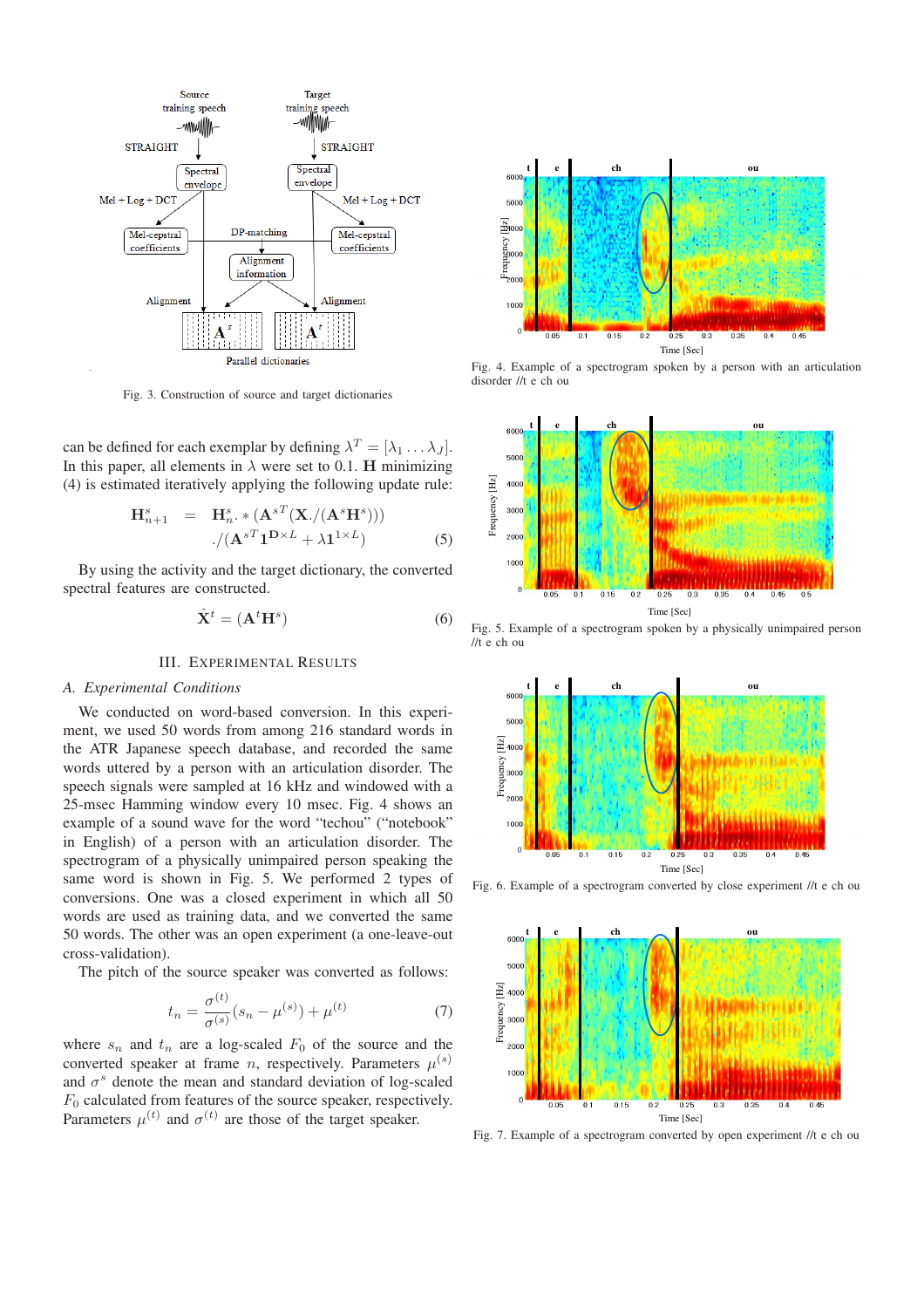Fig. 3. Construction of source and target dictionaries

can be defined for each exemplar by defining $\lambda^T = [\lambda_1 \dots \lambda_J]$. In this paper, all elements in $\lambda$ were set to 0.1. $\mathbf{H}$ minimizing (4) is estimated iteratively applying the following update rule:

$$\mathbf{H}^s_{n+1} = \mathbf{H}^s_n . * (\mathbf{A}^{sT}(\mathbf{X}./(\mathbf{A}^s\mathbf{H}^s))) ./(\mathbf{A}^{sT}\mathbf{1}^{\mathbf{D}\times L} + \lambda\mathbf{1}^{1\times L}) \quad (5)$$

By using the activity and the target dictionary, the converted spectral features are constructed.

$$\hat{\mathbf{X}}^t = (\mathbf{A}^t\mathbf{H}^s) \quad (6)$$

## III. Experimental Results

### A. Experimental Conditions

We conducted on word-based conversion. In this experiment, we used 50 words from among 216 standard words in the ATR Japanese speech database, and recorded the same words uttered by a person with an articulation disorder. The speech signals were sampled at 16 kHz and windowed with a 25-msec Hamming window every 10 msec. Fig. 4 shows an example of a sound wave for the word "techou" ("notebook" in English) of a person with an articulation disorder. The spectrogram of a physically unimpaired person speaking the same word is shown in Fig. 5. We performed 2 types of conversions. One was a closed experiment in which all 50 words are used as training data, and we converted the same 50 words. The other was an open experiment (a one-leave-out cross-validation).

The pitch of the source speaker was converted as follows:

$$t_n = \frac{\sigma^{(t)}}{\sigma^{(s)}}(s_n - \mu^{(s)}) + \mu^{(t)} \quad (7)$$

where $s_n$ and $t_n$ are a log-scaled $F_0$ of the source and the converted speaker at frame $n$, respectively. Parameters $\mu^{(s)}$ and $\sigma^s$ denote the mean and standard deviation of log-scaled $F_0$ calculated from features of the source speaker, respectively. Parameters $\mu^{(t)}$ and $\sigma^{(t)}$ are those of the target speaker.

Fig. 4. Example of a spectrogram spoken by a person with an articulation disorder //t e ch ou

Fig. 5. Example of a spectrogram spoken by a physically unimpaired person //t e ch ou

Fig. 6. Example of a spectrogram converted by close experiment //t e ch ou

Fig. 7. Example of a spectrogram converted by open experiment //t e ch ou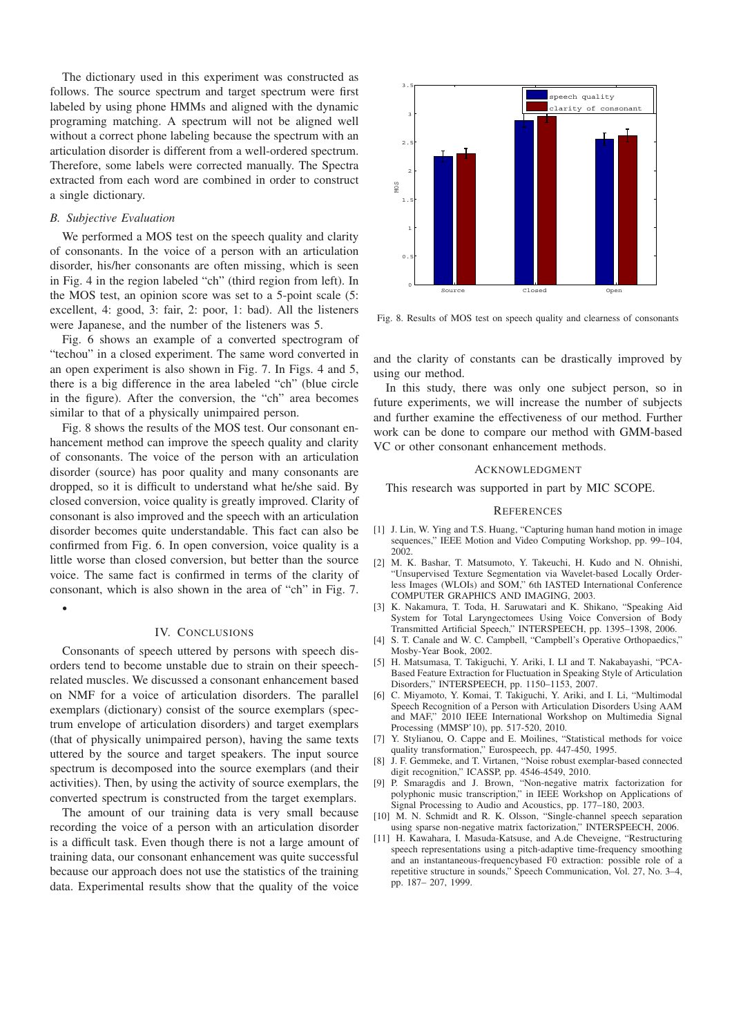The dictionary used in this experiment was constructed as follows. The source spectrum and target spectrum were first labeled by using phone HMMs and aligned with the dynamic programing matching. A spectrum will not be aligned well without a correct phone labeling because the spectrum with an articulation disorder is different from a well-ordered spectrum. Therefore, some labels were corrected manually. The Spectra extracted from each word are combined in order to construct a single dictionary.

### B. Subjective Evaluation

We performed a MOS test on the speech quality and clarity of consonants. In the voice of a person with an articulation disorder, his/her consonants are often missing, which is seen in Fig. 4 in the region labeled "ch" (third region from left). In the MOS test, an opinion score was set to a 5-point scale (5: excellent, 4: good, 3: fair, 2: poor, 1: bad). All the listeners were Japanese, and the number of the listeners was 5.

Fig. 6 shows an example of a converted spectrogram of "techou" in a closed experiment. The same word converted in an open experiment is also shown in Fig. 7. In Figs. 4 and 5, there is a big difference in the area labeled "ch" (blue circle in the figure). After the conversion, the "ch" area becomes similar to that of a physically unimpaired person.

Fig. 8 shows the results of the MOS test. Our consonant enhancement method can improve the speech quality and clarity of consonants. The voice of the person with an articulation disorder (source) has poor quality and many consonants are dropped, so it is difficult to understand what he/she said. By closed conversion, voice quality is greatly improved. Clarity of consonant is also improved and the speech with an articulation disorder becomes quite understandable. This fact can also be confirmed from Fig. 6. In open conversion, voice quality is a little worse than closed conversion, but better than the source voice. The same fact is confirmed in terms of the clarity of consonant, which is also shown in the area of "ch" in Fig. 7.

-

## IV. Conclusions

Consonants of speech uttered by persons with speech disorders tend to become unstable due to strain on their speech-related muscles. We discussed a consonant enhancement based on NMF for a voice of articulation disorders. The parallel exemplars (dictionary) consist of the source exemplars (spectrum envelope of articulation disorders) and target exemplars (that of physically unimpaired person), having the same texts uttered by the source and target speakers. The input source spectrum is decomposed into the source exemplars (and their activities). Then, by using the activity of source exemplars, the converted spectrum is constructed from the target exemplars.

The amount of our training data is very small because recording the voice of a person with an articulation disorder is a difficult task. Even though there is not a large amount of training data, our consonant enhancement was quite successful because our approach does not use the statistics of the training data. Experimental results show that the quality of the voice and the clarity of constants can be drastically improved by using our method.

In this study, there was only one subject person, so in future experiments, we will increase the number of subjects and further examine the effectiveness of our method. Further work can be done to compare our method with GMM-based VC or other consonant enhancement methods.

speech quality
clarity of consonant
MOS
3.5
3
2.5
2
1.5
1
0.5
0
Source
Closed
Open

Fig. 8. Results of MOS test on speech quality and clearness of consonants

## Acknowledgment

This research was supported in part by MIC SCOPE.

## References

[1] J. Lin, W. Ying and T.S. Huang, "Capturing human hand motion in image sequences," IEEE Motion and Video Computing Workshop, pp. 99–104, 2002.

[2] M. K. Bashar, T. Matsumoto, Y. Takeuchi, H. Kudo and N. Ohnishi, "Unsupervised Texture Segmentation via Wavelet-based Locally Orderless Images (WLOIs) and SOM," 6th IASTED International Conference COMPUTER GRAPHICS AND IMAGING, 2003.

[3] K. Nakamura, T. Toda, H. Saruwatari and K. Shikano, "Speaking Aid System for Total Laryngectomees Using Voice Conversion of Body Transmitted Artificial Speech," INTERSPEECH, pp. 1395–1398, 2006.

[4] S. T. Canale and W. C. Campbell, "Campbell's Operative Orthopaedics," Mosby-Year Book, 2002.

[5] H. Matsumasa, T. Takiguchi, Y. Ariki, I. LI and T. Nakabayashi, "PCA-Based Feature Extraction for Fluctuation in Speaking Style of Articulation Disorders," INTERSPEECH, pp. 1150–1153, 2007.

[6] C. Miyamoto, Y. Komai, T. Takiguchi, Y. Ariki, and I. Li, "Multimodal Speech Recognition of a Person with Articulation Disorders Using AAM and MAF," 2010 IEEE International Workshop on Multimedia Signal Processing (MMSP'10), pp. 517-520, 2010.

[7] Y. Stylianou, O. Cappe and E. Moilines, "Statistical methods for voice quality transformation," Eurospeech, pp. 447-450, 1995.

[8] J. F. Gemmeke, and T. Virtanen, "Noise robust exemplar-based connected digit recognition," ICASSP, pp. 4546-4549, 2010.

[9] P. Smaragdis and J. Brown, "Non-negative matrix factorization for polyphonic music transcription," in IEEE Workshop on Applications of Signal Processing to Audio and Acoustics, pp. 177–180, 2003.

[10] M. N. Schmidt and R. K. Olsson, "Single-channel speech separation using sparse non-negative matrix factorization," INTERSPEECH, 2006.

[11] H. Kawahara, I. Masuda-Katsuse, and A.de Cheveigne, "Restructuring speech representations using a pitch-adaptive time-frequency smoothing and an instantaneous-frequencybased F0 extraction: possible role of a repetitive structure in sounds," Speech Communication, Vol. 27, No. 3–4, pp. 187– 207, 1999.